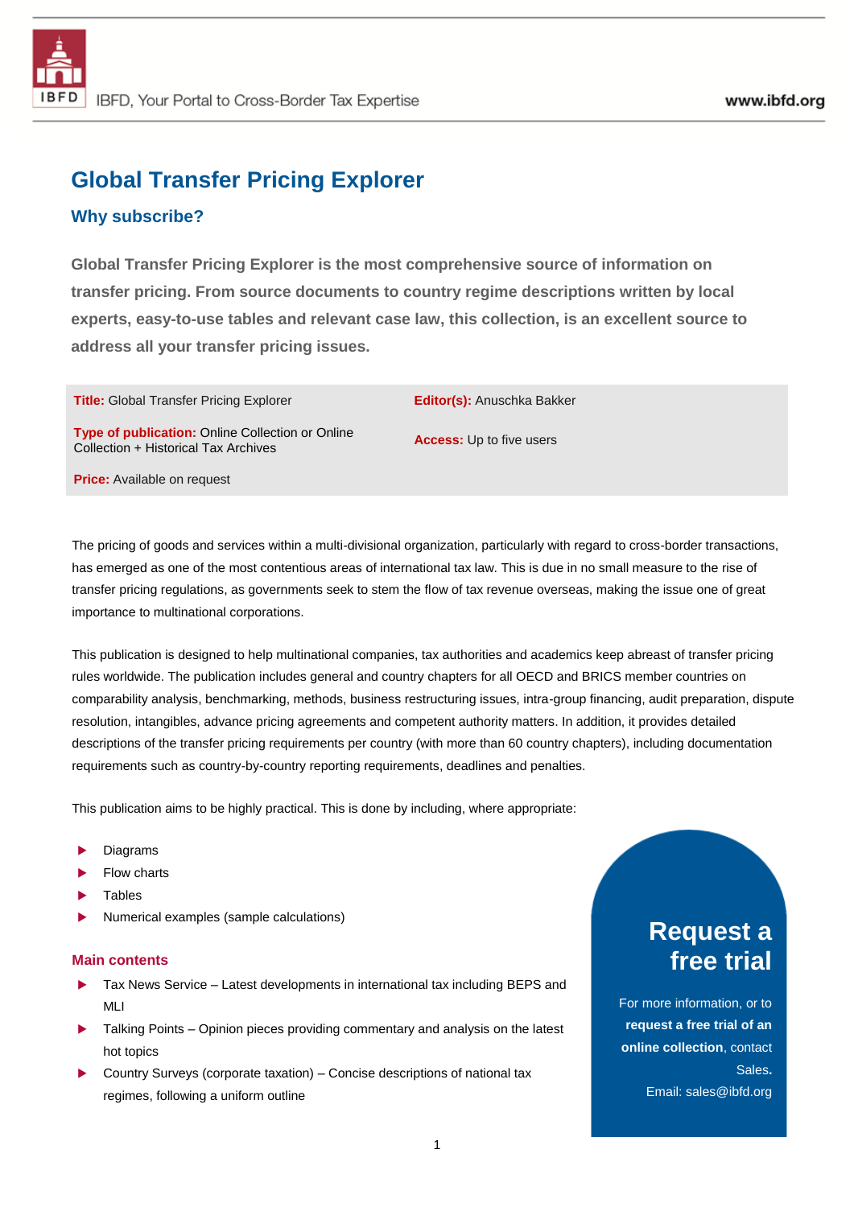# Global Transfer Pricing Explorer

## Why subscribe?

**Global Transfer Pricing Explorer is the most comprehensive source of information on transfer pricing. From source documents to country regime descriptions written by local experts, easy-to-use tables and relevant case law, this collection, is an excellent source to address all your transfer pricing issues.**

| | |
|---|---|
| **Title:** Global Transfer Pricing Explorer | **Editor(s):** Anuschka Bakker |
| **Type of publication:** Online Collection or Online Collection + Historical Tax Archives | **Access:** Up to five users |
| **Price:** Available on request | |

The pricing of goods and services within a multi-divisional organization, particularly with regard to cross-border transactions, has emerged as one of the most contentious areas of international tax law. This is due in no small measure to the rise of transfer pricing regulations, as governments seek to stem the flow of tax revenue overseas, making the issue one of great importance to multinational corporations.

This publication is designed to help multinational companies, tax authorities and academics keep abreast of transfer pricing rules worldwide. The publication includes general and country chapters for all OECD and BRICS member countries on comparability analysis, benchmarking, methods, business restructuring issues, intra-group financing, audit preparation, dispute resolution, intangibles, advance pricing agreements and competent authority matters. In addition, it provides detailed descriptions of the transfer pricing requirements per country (with more than 60 country chapters), including documentation requirements such as country-by-country reporting requirements, deadlines and penalties.

This publication aims to be highly practical. This is done by including, where appropriate:

- Diagrams
- Flow charts
- Tables
- Numerical examples (sample calculations)

### Main contents

- Tax News Service – Latest developments in international tax including BEPS and MLI
- Talking Points – Opinion pieces providing commentary and analysis on the latest hot topics
- Country Surveys (corporate taxation) – Concise descriptions of national tax regimes, following a uniform outline

**Request a free trial**

For more information, or to **request a free trial of an online collection**, contact Sales.
Email: sales@ibfd.org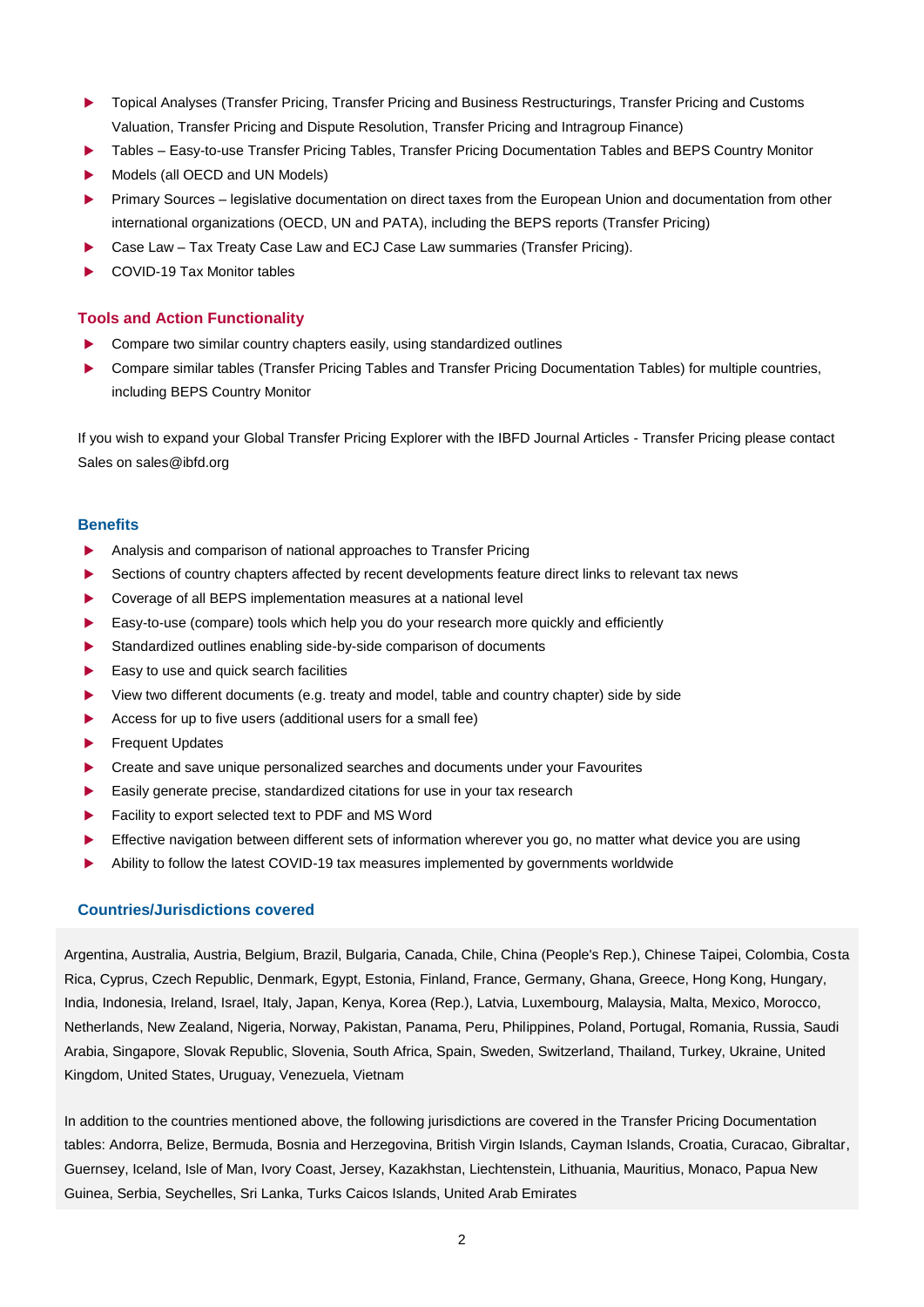- Topical Analyses (Transfer Pricing, Transfer Pricing and Business Restructurings, Transfer Pricing and Customs Valuation, Transfer Pricing and Dispute Resolution, Transfer Pricing and Intragroup Finance)
- Tables – Easy-to-use Transfer Pricing Tables, Transfer Pricing Documentation Tables and BEPS Country Monitor
- Models (all OECD and UN Models)
- Primary Sources – legislative documentation on direct taxes from the European Union and documentation from other international organizations (OECD, UN and PATA), including the BEPS reports (Transfer Pricing)
- Case Law – Tax Treaty Case Law and ECJ Case Law summaries (Transfer Pricing).
- COVID-19 Tax Monitor tables

### Tools and Action Functionality

- Compare two similar country chapters easily, using standardized outlines
- Compare similar tables (Transfer Pricing Tables and Transfer Pricing Documentation Tables) for multiple countries, including BEPS Country Monitor

If you wish to expand your Global Transfer Pricing Explorer with the IBFD Journal Articles - Transfer Pricing please contact Sales on sales@ibfd.org

### Benefits

- Analysis and comparison of national approaches to Transfer Pricing
- Sections of country chapters affected by recent developments feature direct links to relevant tax news
- Coverage of all BEPS implementation measures at a national level
- Easy-to-use (compare) tools which help you do your research more quickly and efficiently
- Standardized outlines enabling side-by-side comparison of documents
- Easy to use and quick search facilities
- View two different documents (e.g. treaty and model, table and country chapter) side by side
- Access for up to five users (additional users for a small fee)
- Frequent Updates
- Create and save unique personalized searches and documents under your Favourites
- Easily generate precise, standardized citations for use in your tax research
- Facility to export selected text to PDF and MS Word
- Effective navigation between different sets of information wherever you go, no matter what device you are using
- Ability to follow the latest COVID-19 tax measures implemented by governments worldwide

### Countries/Jurisdictions covered

Argentina, Australia, Austria, Belgium, Brazil, Bulgaria, Canada, Chile, China (People's Rep.), Chinese Taipei, Colombia, Costa Rica, Cyprus, Czech Republic, Denmark, Egypt, Estonia, Finland, France, Germany, Ghana, Greece, Hong Kong, Hungary, India, Indonesia, Ireland, Israel, Italy, Japan, Kenya, Korea (Rep.), Latvia, Luxembourg, Malaysia, Malta, Mexico, Morocco, Netherlands, New Zealand, Nigeria, Norway, Pakistan, Panama, Peru, Philippines, Poland, Portugal, Romania, Russia, Saudi Arabia, Singapore, Slovak Republic, Slovenia, South Africa, Spain, Sweden, Switzerland, Thailand, Turkey, Ukraine, United Kingdom, United States, Uruguay, Venezuela, Vietnam

In addition to the countries mentioned above, the following jurisdictions are covered in the Transfer Pricing Documentation tables: Andorra, Belize, Bermuda, Bosnia and Herzegovina, British Virgin Islands, Cayman Islands, Croatia, Curacao, Gibraltar, Guernsey, Iceland, Isle of Man, Ivory Coast, Jersey, Kazakhstan, Liechtenstein, Lithuania, Mauritius, Monaco, Papua New Guinea, Serbia, Seychelles, Sri Lanka, Turks Caicos Islands, United Arab Emirates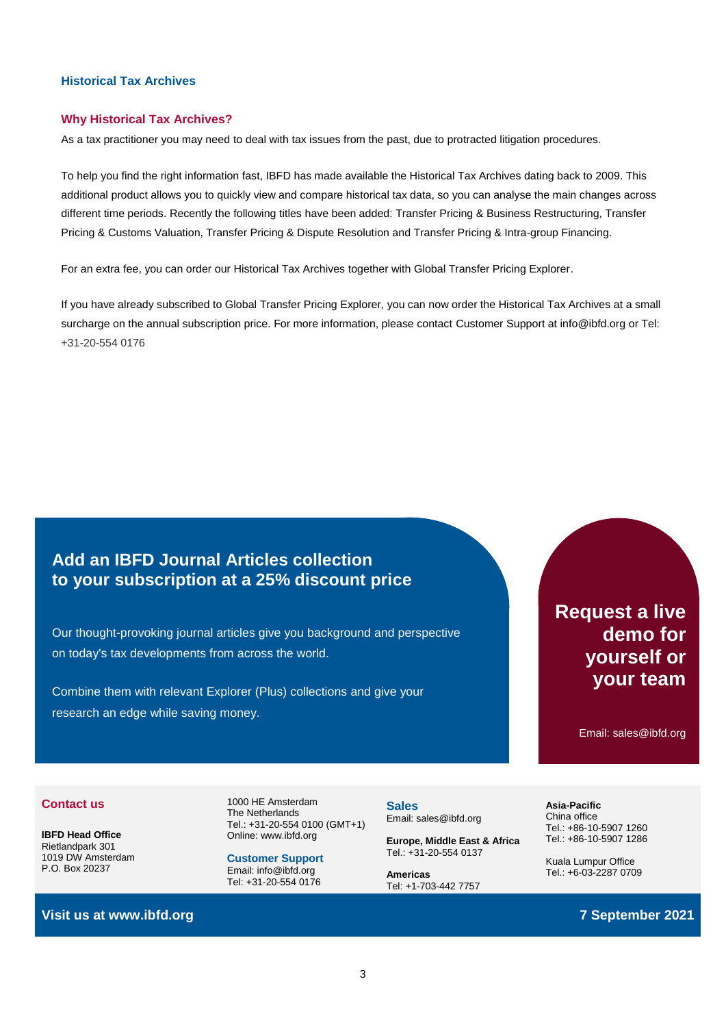## Historical Tax Archives

### Why Historical Tax Archives?

As a tax practitioner you may need to deal with tax issues from the past, due to protracted litigation procedures.

To help you find the right information fast, IBFD has made available the Historical Tax Archives dating back to 2009. This additional product allows you to quickly view and compare historical tax data, so you can analyse the main changes across different time periods. Recently the following titles have been added: Transfer Pricing & Business Restructuring, Transfer Pricing & Customs Valuation, Transfer Pricing & Dispute Resolution and Transfer Pricing & Intra-group Financing.

For an extra fee, you can order our Historical Tax Archives together with Global Transfer Pricing Explorer.

If you have already subscribed to Global Transfer Pricing Explorer, you can now order the Historical Tax Archives at a small surcharge on the annual subscription price. For more information, please contact Customer Support at info@ibfd.org or Tel: +31-20-554 0176

## Add an IBFD Journal Articles collection to your subscription at a 25% discount price

Our thought-provoking journal articles give you background and perspective on today's tax developments from across the world.

Combine them with relevant Explorer (Plus) collections and give your research an edge while saving money.

## Request a live demo for yourself or your team

Email: sales@ibfd.org

### Contact us

**IBFD Head Office**
Rietlandpark 301
1019 DW Amsterdam
P.O. Box 20237
1000 HE Amsterdam
The Netherlands
Tel.: +31-20-554 0100 (GMT+1)
Online: www.ibfd.org

**Customer Support**
Email: info@ibfd.org
Tel: +31-20-554 0176

**Sales**
Email: sales@ibfd.org

**Europe, Middle East & Africa**
Tel.: +31-20-554 0137

**Americas**
Tel: +1-703-442 7757

**Asia-Pacific**
China office
Tel.: +86-10-5907 1260
Tel.: +86-10-5907 1286

Kuala Lumpur Office
Tel.: +6-03-2287 0709

**Visit us at www.ibfd.org**

**7 September 2021**